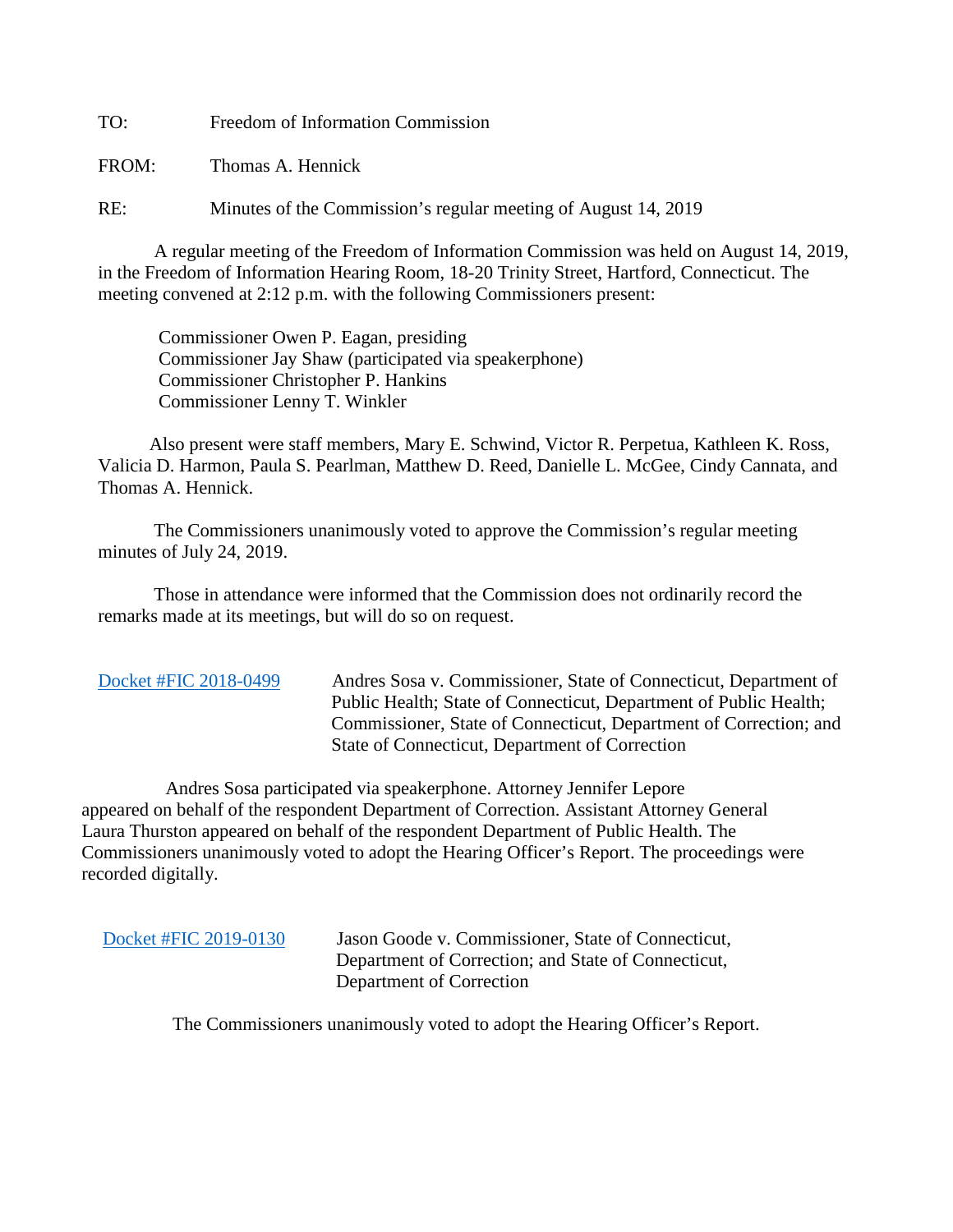TO: Freedom of Information Commission

FROM: Thomas A. Hennick

RE: Minutes of the Commission's regular meeting of August 14, 2019

A regular meeting of the Freedom of Information Commission was held on August 14, 2019, in the Freedom of Information Hearing Room, 18-20 Trinity Street, Hartford, Connecticut. The meeting convened at 2:12 p.m. with the following Commissioners present:

Commissioner Owen P. Eagan, presiding
Commissioner Jay Shaw (participated via speakerphone)
Commissioner Christopher P. Hankins
Commissioner Lenny T. Winkler

Also present were staff members, Mary E. Schwind, Victor R. Perpetua, Kathleen K. Ross, Valicia D. Harmon, Paula S. Pearlman, Matthew D. Reed, Danielle L. McGee, Cindy Cannata, and Thomas A. Hennick.

The Commissioners unanimously voted to approve the Commission's regular meeting minutes of July 24, 2019.

Those in attendance were informed that the Commission does not ordinarily record the remarks made at its meetings, but will do so on request.

Docket #FIC 2018-0499 — Andres Sosa v. Commissioner, State of Connecticut, Department of Public Health; State of Connecticut, Department of Public Health; Commissioner, State of Connecticut, Department of Correction; and State of Connecticut, Department of Correction

Andres Sosa participated via speakerphone. Attorney Jennifer Lepore appeared on behalf of the respondent Department of Correction. Assistant Attorney General Laura Thurston appeared on behalf of the respondent Department of Public Health. The Commissioners unanimously voted to adopt the Hearing Officer's Report. The proceedings were recorded digitally.

Docket #FIC 2019-0130 — Jason Goode v. Commissioner, State of Connecticut, Department of Correction; and State of Connecticut, Department of Correction

The Commissioners unanimously voted to adopt the Hearing Officer's Report.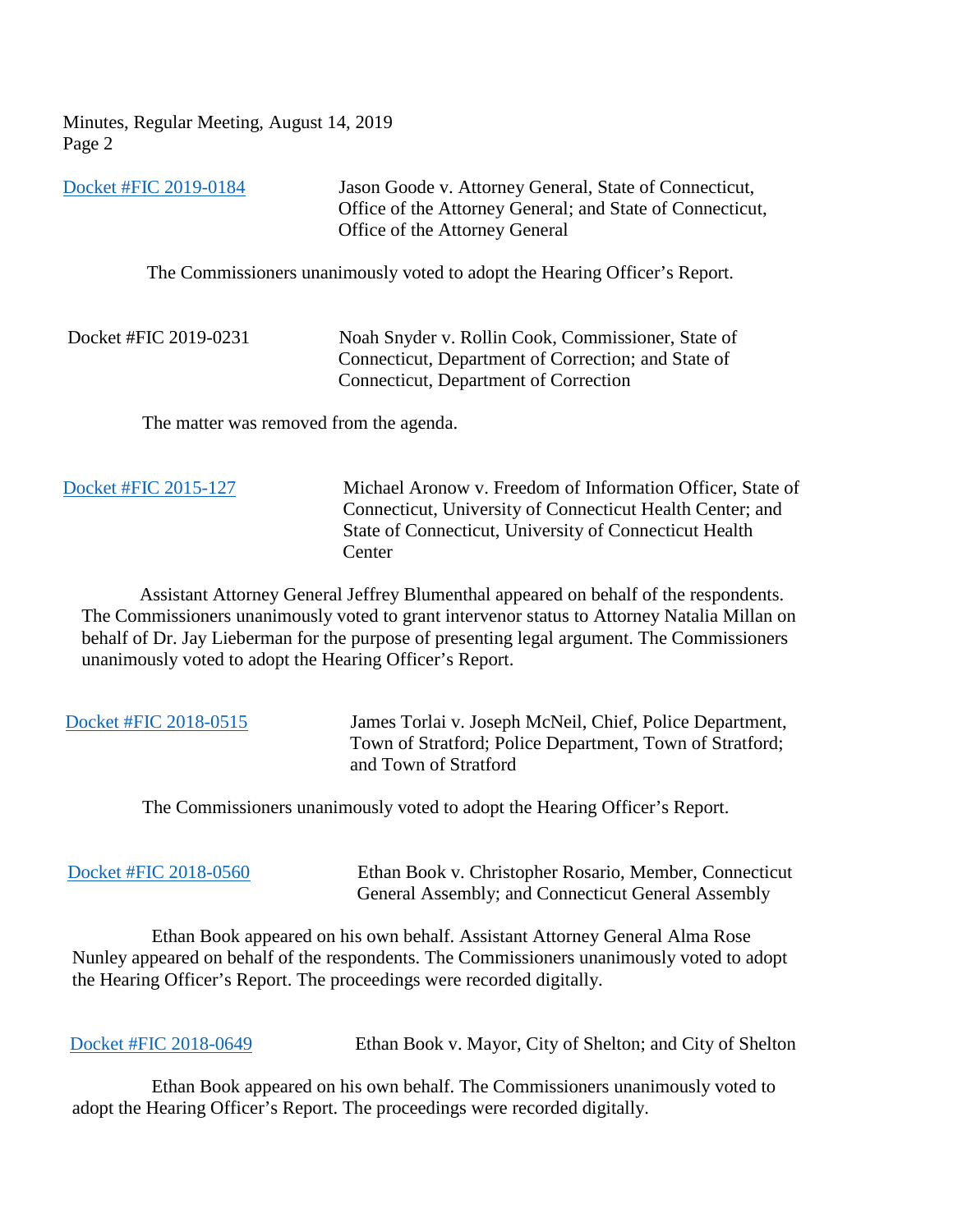Docket #FIC 2019-0184 — Jason Goode v. Attorney General, State of Connecticut, Office of the Attorney General; and State of Connecticut, Office of the Attorney General

The Commissioners unanimously voted to adopt the Hearing Officer's Report.

Docket #FIC 2019-0231 — Noah Snyder v. Rollin Cook, Commissioner, State of Connecticut, Department of Correction; and State of Connecticut, Department of Correction

The matter was removed from the agenda.

Docket #FIC 2015-127 — Michael Aronow v. Freedom of Information Officer, State of Connecticut, University of Connecticut Health Center; and State of Connecticut, University of Connecticut Health Center

Assistant Attorney General Jeffrey Blumenthal appeared on behalf of the respondents. The Commissioners unanimously voted to grant intervenor status to Attorney Natalia Millan on behalf of Dr. Jay Lieberman for the purpose of presenting legal argument. The Commissioners unanimously voted to adopt the Hearing Officer's Report.

Docket #FIC 2018-0515 — James Torlai v. Joseph McNeil, Chief, Police Department, Town of Stratford; Police Department, Town of Stratford; and Town of Stratford

The Commissioners unanimously voted to adopt the Hearing Officer's Report.

Docket #FIC 2018-0560 — Ethan Book v. Christopher Rosario, Member, Connecticut General Assembly; and Connecticut General Assembly

Ethan Book appeared on his own behalf. Assistant Attorney General Alma Rose Nunley appeared on behalf of the respondents. The Commissioners unanimously voted to adopt the Hearing Officer's Report. The proceedings were recorded digitally.

Docket #FIC 2018-0649 — Ethan Book v. Mayor, City of Shelton; and City of Shelton

Ethan Book appeared on his own behalf. The Commissioners unanimously voted to adopt the Hearing Officer's Report. The proceedings were recorded digitally.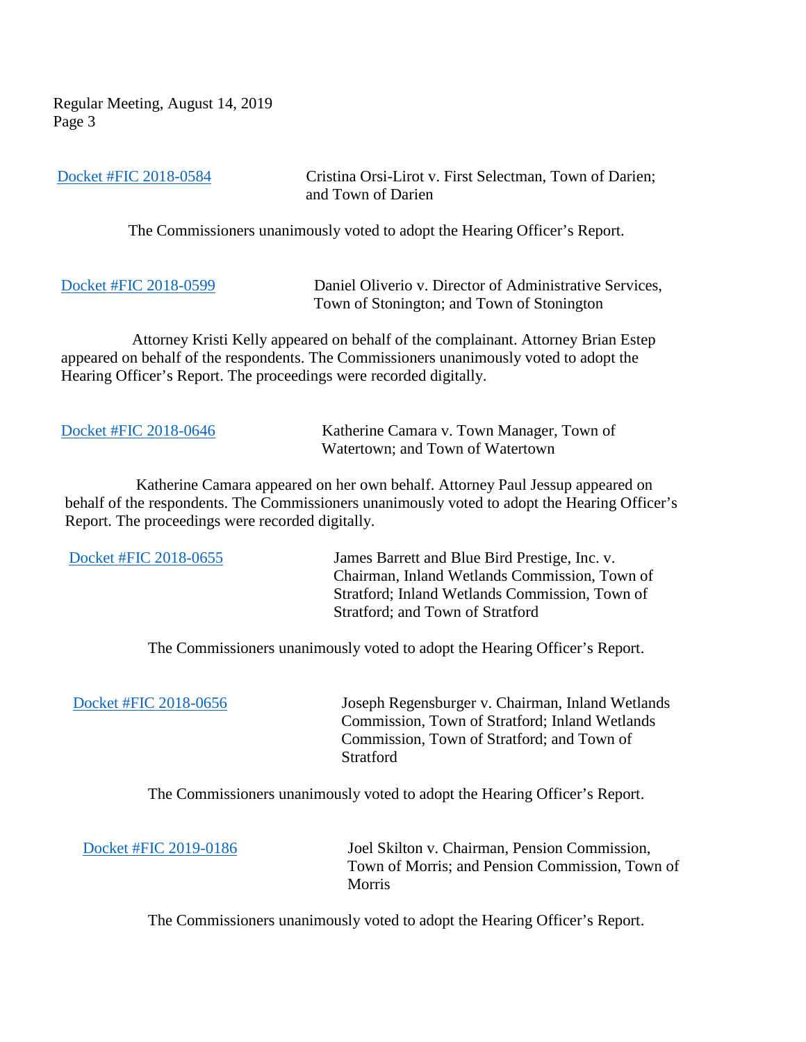Docket #FIC 2018-0584 Cristina Orsi-Lirot v. First Selectman, Town of Darien; and Town of Darien

The Commissioners unanimously voted to adopt the Hearing Officer's Report.

Docket #FIC 2018-0599 Daniel Oliverio v. Director of Administrative Services, Town of Stonington; and Town of Stonington

Attorney Kristi Kelly appeared on behalf of the complainant. Attorney Brian Estep appeared on behalf of the respondents. The Commissioners unanimously voted to adopt the Hearing Officer's Report. The proceedings were recorded digitally.

Docket #FIC 2018-0646 Katherine Camara v. Town Manager, Town of Watertown; and Town of Watertown

Katherine Camara appeared on her own behalf. Attorney Paul Jessup appeared on behalf of the respondents. The Commissioners unanimously voted to adopt the Hearing Officer's Report. The proceedings were recorded digitally.

Docket #FIC 2018-0655 James Barrett and Blue Bird Prestige, Inc. v. Chairman, Inland Wetlands Commission, Town of Stratford; Inland Wetlands Commission, Town of Stratford; and Town of Stratford

The Commissioners unanimously voted to adopt the Hearing Officer's Report.

Docket #FIC 2018-0656 Joseph Regensburger v. Chairman, Inland Wetlands Commission, Town of Stratford; Inland Wetlands Commission, Town of Stratford; and Town of Stratford

The Commissioners unanimously voted to adopt the Hearing Officer's Report.

Docket #FIC 2019-0186 Joel Skilton v. Chairman, Pension Commission, Town of Morris; and Pension Commission, Town of Morris

The Commissioners unanimously voted to adopt the Hearing Officer's Report.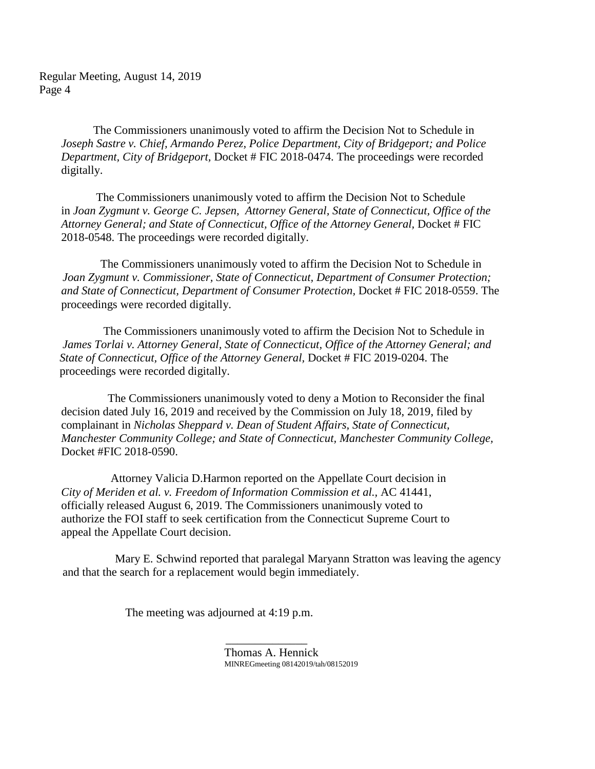The Commissioners unanimously voted to affirm the Decision Not to Schedule in *Joseph Sastre v. Chief, Armando Perez, Police Department, City of Bridgeport; and Police Department, City of Bridgeport,* Docket # FIC 2018-0474. The proceedings were recorded digitally.

The Commissioners unanimously voted to affirm the Decision Not to Schedule in *Joan Zygmunt v. George C. Jepsen, Attorney General, State of Connecticut, Office of the Attorney General; and State of Connecticut, Office of the Attorney General*, Docket # FIC 2018-0548. The proceedings were recorded digitally.

The Commissioners unanimously voted to affirm the Decision Not to Schedule in *Joan Zygmunt v. Commissioner, State of Connecticut, Department of Consumer Protection; and State of Connecticut, Department of Consumer Protection*, Docket # FIC 2018-0559. The proceedings were recorded digitally.

The Commissioners unanimously voted to affirm the Decision Not to Schedule in *James Torlai v. Attorney General, State of Connecticut, Office of the Attorney General; and State of Connecticut, Office of the Attorney General,* Docket # FIC 2019-0204. The proceedings were recorded digitally.

The Commissioners unanimously voted to deny a Motion to Reconsider the final decision dated July 16, 2019 and received by the Commission on July 18, 2019, filed by complainant in *Nicholas Sheppard v. Dean of Student Affairs, State of Connecticut, Manchester Community College; and State of Connecticut, Manchester Community College,* Docket #FIC 2018-0590.

Attorney Valicia D.Harmon reported on the Appellate Court decision in *City of Meriden et al. v. Freedom of Information Commission et al.*, AC 41441, officially released August 6, 2019. The Commissioners unanimously voted to authorize the FOI staff to seek certification from the Connecticut Supreme Court to appeal the Appellate Court decision.

Mary E. Schwind reported that paralegal Maryann Stratton was leaving the agency and that the search for a replacement would begin immediately.

The meeting was adjourned at 4:19 p.m.

______________

Thomas A. Hennick

MINREGmeeting 08142019/tah/08152019